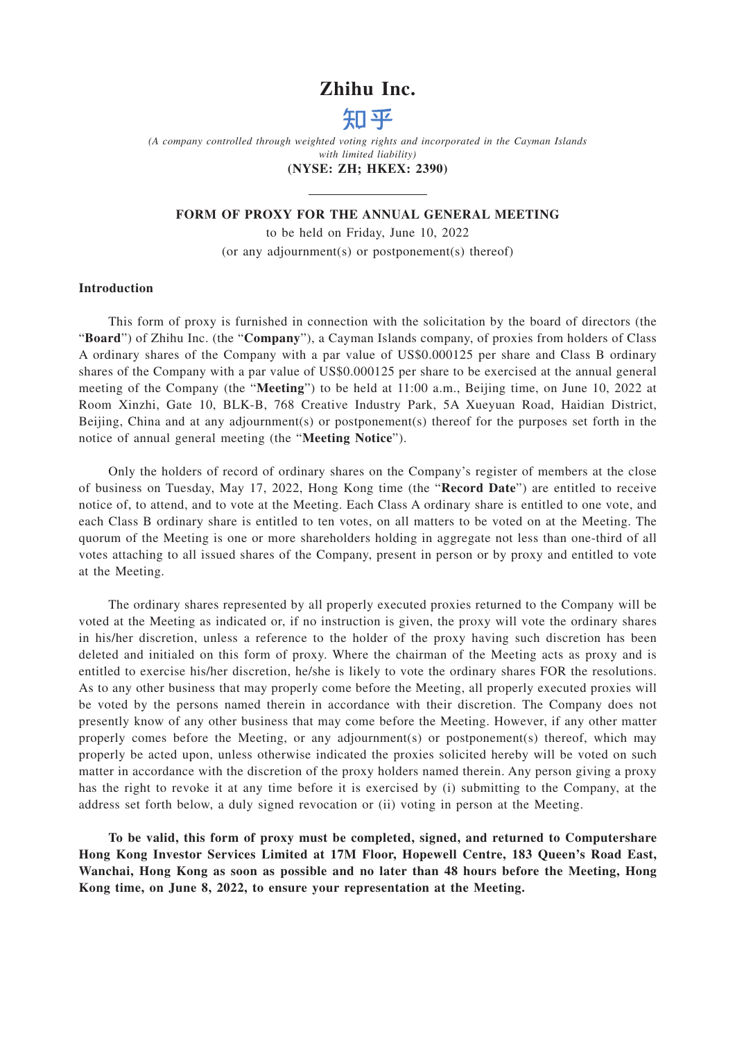# Zhihu Inc.

## 知乎

*(A company controlled through weighted voting rights and incorporated in the Cayman Islands with limited liability)*

**(NYSE: ZH; HKEX: 2390)**

---

**FORM OF PROXY FOR THE ANNUAL GENERAL MEETING**

to be held on Friday, June 10, 2022

(or any adjournment(s) or postponement(s) thereof)

### Introduction

This form of proxy is furnished in connection with the solicitation by the board of directors (the "**Board**") of Zhihu Inc. (the "**Company**"), a Cayman Islands company, of proxies from holders of Class A ordinary shares of the Company with a par value of US$0.000125 per share and Class B ordinary shares of the Company with a par value of US$0.000125 per share to be exercised at the annual general meeting of the Company (the "**Meeting**") to be held at 11:00 a.m., Beijing time, on June 10, 2022 at Room Xinzhi, Gate 10, BLK-B, 768 Creative Industry Park, 5A Xueyuan Road, Haidian District, Beijing, China and at any adjournment(s) or postponement(s) thereof for the purposes set forth in the notice of annual general meeting (the "**Meeting Notice**").

Only the holders of record of ordinary shares on the Company's register of members at the close of business on Tuesday, May 17, 2022, Hong Kong time (the "**Record Date**") are entitled to receive notice of, to attend, and to vote at the Meeting. Each Class A ordinary share is entitled to one vote, and each Class B ordinary share is entitled to ten votes, on all matters to be voted on at the Meeting. The quorum of the Meeting is one or more shareholders holding in aggregate not less than one-third of all votes attaching to all issued shares of the Company, present in person or by proxy and entitled to vote at the Meeting.

The ordinary shares represented by all properly executed proxies returned to the Company will be voted at the Meeting as indicated or, if no instruction is given, the proxy will vote the ordinary shares in his/her discretion, unless a reference to the holder of the proxy having such discretion has been deleted and initialed on this form of proxy. Where the chairman of the Meeting acts as proxy and is entitled to exercise his/her discretion, he/she is likely to vote the ordinary shares FOR the resolutions. As to any other business that may properly come before the Meeting, all properly executed proxies will be voted by the persons named therein in accordance with their discretion. The Company does not presently know of any other business that may come before the Meeting. However, if any other matter properly comes before the Meeting, or any adjournment(s) or postponement(s) thereof, which may properly be acted upon, unless otherwise indicated the proxies solicited hereby will be voted on such matter in accordance with the discretion of the proxy holders named therein. Any person giving a proxy has the right to revoke it at any time before it is exercised by (i) submitting to the Company, at the address set forth below, a duly signed revocation or (ii) voting in person at the Meeting.

**To be valid, this form of proxy must be completed, signed, and returned to Computershare Hong Kong Investor Services Limited at 17M Floor, Hopewell Centre, 183 Queen's Road East, Wanchai, Hong Kong as soon as possible and no later than 48 hours before the Meeting, Hong Kong time, on June 8, 2022, to ensure your representation at the Meeting.**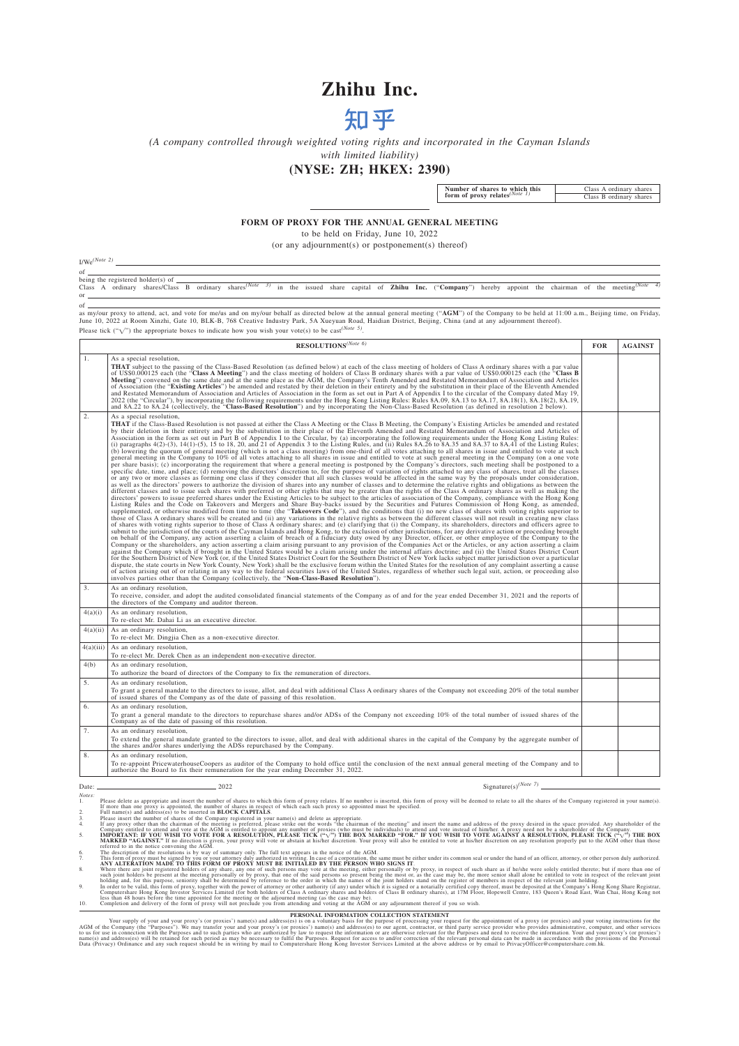# Zhihu Inc.

# 知乎

*(A company controlled through weighted voting rights and incorporated in the Cayman Islands with limited liability)*

**(NYSE: ZH; HKEX: 2390)**

| Number of shares to which this form of proxy relates(Note 1) | Class A ordinary shares |
|---|---|
| | Class B ordinary shares |

**FORM OF PROXY FOR THE ANNUAL GENERAL MEETING**

to be held on Friday, June 10, 2022

(or any adjournment(s) or postponement(s) thereof)

I/We(Note 2) ______________________________________________

of ______________________________________________

being the registered holder(s) of ______________________________________________

Class A ordinary shares/Class B ordinary shares(Note 3) in the issued share capital of **Zhihu Inc.** ("**Company**") hereby appoint the chairman of the meeting(Note 4) or ______________________________________________

of ______________________________________________

as my/our proxy to attend, act, and vote for me/us and on my/our behalf as directed below at the annual general meeting ("**AGM**") of the Company to be held at 11:00 a.m., Beijing time, on Friday, June 10, 2022 at Room Xinzhi, Gate 10, BLK-B, 768 Creative Industry Park, 5A Xueyuan Road, Haidian District, Beijing, China (and at any adjournment thereof).

Please tick ("√") the appropriate boxes to indicate how you wish your vote(s) to be cast(Note 5).

| | RESOLUTIONS(Note 6) | FOR | AGAINST |
|---|---|---|---|
| 1. | As a special resolution, **THAT** subject to the passing of the Class-Based Resolution (as defined below) at each of the class meeting of holders of Class A ordinary shares with a par value of US$0.000125 each (the "**Class A Meeting**") and the class meeting of holders of Class B ordinary shares with a par value of US$0.000125 each (the "**Class B Meeting**") convened on the same date and at the same place as the AGM, the Company's Tenth Amended and Restated Memorandum of Association and Articles of Association (the "**Existing Articles**") be amended and restated by their deletion in their entirety and by the substitution in their place of the Eleventh Amended and Restated Memorandum of Association and Articles of Association in the form as set out in Part A of Appendix I to the circular of the Company dated May 19, 2022 (the "Circular"), by incorporating the following requirements under the Hong Kong Listing Rules: Rules 8A.09, 8A.13 to 8A.17, 8A.18(1), 8A.18(2), 8A.19, and 8A.22 to 8A.24 (collectively, the "**Class-Based Resolution**") and by incorporating the Non-Class-Based Resolution (as defined in resolution 2 below). | | |
| 2. | As a special resolution, **THAT** if the Class-Based Resolution is not passed at either the Class A Meeting or the Class B Meeting, the Company's Existing Articles be amended and restated by their deletion in their entirety and by the substitution in their place of the Eleventh Amended and Restated Memorandum of Association and Articles of Association in the form as set out in Part B of Appendix I to the Circular, by (a) incorporating the following requirements under the Hong Kong Listing Rules: (i) paragraphs 4(2)-(3), 14(1)-(5), 15 to 18, 20, and 21 of Appendix 3 to the Listing Rules, and (ii) Rules 8A.26 to 8A.35 and 8A.37 to 8A.41 of the Listing Rules; (b) lowering the quorum of general meeting (which is not a class meeting) from one-third of all votes attaching to all shares in issue and entitled to vote at such general meeting to 10% of all votes attaching to all shares in issue and entitled to vote at such general meeting in the Company (on a one vote per share basis); (c) incorporating the requirement that where a general meeting is postponed by the Company's directors, such meeting shall be postponed to a specific date, time, and place; (d) removing the directors' discretion to, for the purpose of variation of rights attached to any class of shares, treat all the classes or any two or more classes as forming one class if they consider that all such classes would be affected in the same way by the proposals under consideration, as well as the directors' powers to authorize the division of shares into any number of classes and to determine the relative rights and obligations as between the different classes and to issue such shares with preferred or other rights that may be greater than the rights of the Class A ordinary shares as well as making the directors' powers to issue preferred shares under the Existing Articles to be subject to the articles of association of the Company, compliance with the Hong Kong Listing Rules and the Code on Takeovers and Mergers and Share Buy-backs issued by the Securities and Futures Commission of Hong Kong, as amended, supplemented, or otherwise modified from time to time (the "**Takeovers Code**"), and the conditions that (i) no new class of shares with voting rights superior to those of Class A ordinary shares will be created and (ii) any variations in the relative rights as between the different classes will not result in creating new class of shares with voting rights superior to those of Class A ordinary shares; and (e) clarifying that (i) the Company, its shareholders, directors and officers agree to submit to the jurisdiction of the courts of the Cayman Islands and Hong Kong, to the exclusion of other jurisdictions, for any derivative action or proceeding brought on behalf of the Company, any action asserting a claim of breach of a fiduciary duty owed by any Director, officer, or other employee of the Company to the Company or the shareholders, any action asserting a claim arising pursuant to any provision of the Companies Act or the Articles, or any action asserting a claim against the Company which if brought in the United States would be a claim arising under the internal affairs doctrine; and (ii) the United States District Court for the Southern District of New York (or, if the United States District Court for the Southern District of New York lacks subject matter jurisdiction over a particular dispute, the state courts in New York County, New York) shall be the exclusive forum within the United States for the resolution of any complaint asserting a cause of action arising out of or relating in any way to the federal securities laws of the United States, regardless of whether such legal suit, action, or proceeding also involves parties other than the Company (collectively, the "**Non-Class-Based Resolution**"). | | |
| 3. | As an ordinary resolution, To receive, consider, and adopt the audited consolidated financial statements of the Company as of and for the year ended December 31, 2021 and the reports of the directors of the Company and auditor thereon. | | |
| 4(a)(i) | As an ordinary resolution, To re-elect Mr. Dahai Li as an executive director. | | |
| 4(a)(ii) | As an ordinary resolution, To re-elect Mr. Dingjia Chen as a non-executive director. | | |
| 4(a)(iii) | As an ordinary resolution, To re-elect Mr. Derek Chen as an independent non-executive director. | | |
| 4(b) | As an ordinary resolution, To authorize the board of directors of the Company to fix the remuneration of directors. | | |
| 5. | As an ordinary resolution, To grant a general mandate to the directors to issue, allot, and deal with additional Class A ordinary shares of the Company not exceeding 20% of the total number of issued shares of the Company as of the date of passing of this resolution. | | |
| 6. | As an ordinary resolution, To grant a general mandate to the directors to repurchase shares and/or ADSs of the Company not exceeding 10% of the total number of issued shares of the Company as of the date of passing of this resolution. | | |
| 7. | As an ordinary resolution, To extend the general mandate granted to the directors to issue, allot, and deal with additional shares in the capital of the Company by the aggregate number of the shares and/or shares underlying the ADSs repurchased by the Company. | | |
| 8. | As an ordinary resolution, To re-appoint PricewaterhouseCoopers as auditor of the Company to hold office until the conclusion of the next annual general meeting of the Company and to authorize the Board to fix their remuneration for the year ending December 31, 2022. | | |

Date: ____________________ 2022 Signature(s)(Note 7) ____________________

*Notes:*

1. Please delete as appropriate and insert the number of shares to which this form of proxy relates. If no number is inserted, this form of proxy will be deemed to relate to all the shares of the Company registered in your name(s). If more than one proxy is appointed, the number of shares in respect of which each such proxy so appointed must be specified.
2. Full name(s) and address(es) to be inserted in **BLOCK CAPITALS**.
3. Please insert the number of shares of the Company registered in your name(s) and delete as appropriate.
4. If any proxy other than the chairman of the meeting is preferred, please strike out the words "the chairman of the meeting" and insert the name and address of the proxy desired in the space provided. Any shareholder of the Company entitled to attend and vote at the AGM is entitled to appoint any number of proxies (who must be individuals) to attend and vote instead of him/her. A proxy need not be a shareholder of the Company.
5. **IMPORTANT: IF YOU WISH TO VOTE FOR A RESOLUTION, PLEASE TICK ("√") THE BOX MARKED "FOR." IF YOU WISH TO VOTE AGAINST A RESOLUTION, PLEASE TICK ("√") THE BOX MARKED "AGAINST."** If no direction is given, your proxy will vote or abstain at his/her discretion. Your proxy will also be entitled to vote at his/her discretion on any resolution properly put to the AGM other than those referred to in the notice convening the AGM.
6. The description of the resolutions is by way of summary only. The full text appears in the notice of the AGM.
7. This form of proxy must be signed by you or your attorney duly authorized in writing. In case of a corporation, the same must be either under its common seal or under the hand of an officer, attorney, or other person duly authorized. **ANY ALTERATION MADE TO THIS FORM OF PROXY MUST BE INITIALED BY THE PERSON WHO SIGNS IT**.
8. Where there are joint registered holders of any share, any one of such persons may vote at the meeting, either personally or by proxy, in respect of such share as if he/she were solely entitled thereto; but if more than one of such joint holders be present at the meeting personally or by proxy, that one of the said persons so present being the most or, as the case may be, the more senior shall alone be entitled to vote in respect of the relevant joint holding and, for this purpose, seniority shall be determined by reference to the order in which the names of the joint holders stand on the register of members in respect of the relevant joint holding.
9. In order to be valid, this form of proxy, together with the power of attorney or other authority (if any) under which it is signed or a notarially certified copy thereof, must be deposited at the Company's Hong Kong Share Registrar, Computershare Hong Kong Investor Services Limited (for both holders of Class A ordinary shares and holders of Class B ordinary shares), at 17M Floor, Hopewell Centre, 183 Queen's Road East, Wan Chai, Hong Kong not less than 48 hours before the time appointed for the meeting or the adjourned meeting (as the case may be).
10. Completion and delivery of the form of proxy will not preclude you from attending and voting at the AGM or any adjournment thereof if you so wish.

**PERSONAL INFORMATION COLLECTION STATEMENT**

Your supply of your and your proxy's (or proxies') name(s) and address(es) is on a voluntary basis for the purpose of processing your request for the appointment of a proxy (or proxies) and your voting instructions for the AGM of the Company (the "Purposes"). We may transfer your and your proxy's (or proxies') name(s) and address(es) to our agent, contractor, or third party service provider who provides administrative, computer, and other services to us for use in connection with the Purposes and to such parties who are authorized by law to request the information or are otherwise relevant for the Purposes and need to receive the information. Your and your proxy's (or proxies') name(s) and address(es) will be retained for such period as may be necessary to fulfil the Purposes. Request for access to and/or correction of the relevant personal data can be made in accordance with the provisions of the Personal Data (Privacy) Ordinance and any such request should be in writing by mail to Computershare Hong Kong Investor Services Limited at the above address or by email to PrivacyOfficer@computershare.com.hk.